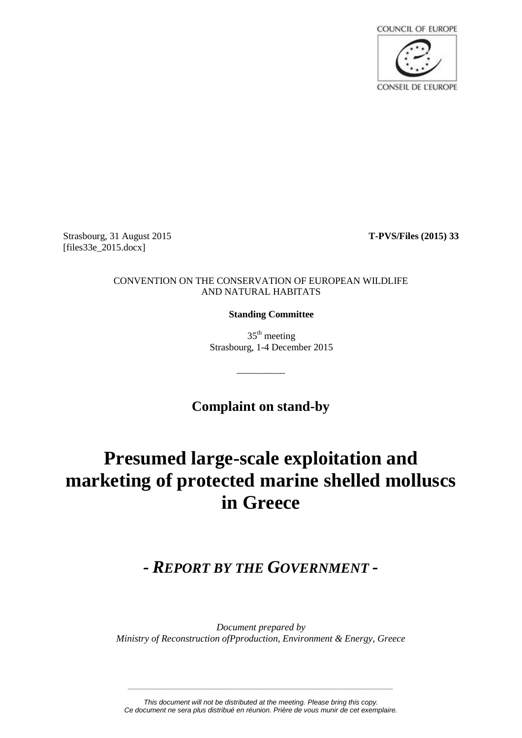COUNCIL OF EUROPE

CONSEIL DE L'EUROPE

Strasbourg, 31 August 2015
[files33e_2015.docx]

**T-PVS/Files (2015) 33**

CONVENTION ON THE CONSERVATION OF EUROPEAN WILDLIFE AND NATURAL HABITATS

**Standing Committee**

35th meeting
Strasbourg, 1-4 December 2015

---

**Complaint on stand-by**

# Presumed large-scale exploitation and marketing of protected marine shelled molluscs in Greece

## *- REPORT BY THE GOVERNMENT -*

*Document prepared by*
*Ministry of Reconstruction ofPproduction, Environment & Energy, Greece*

---

*This document will not be distributed at the meeting. Please bring this copy.*
*Ce document ne sera plus distribué en réunion. Prière de vous munir de cet exemplaire.*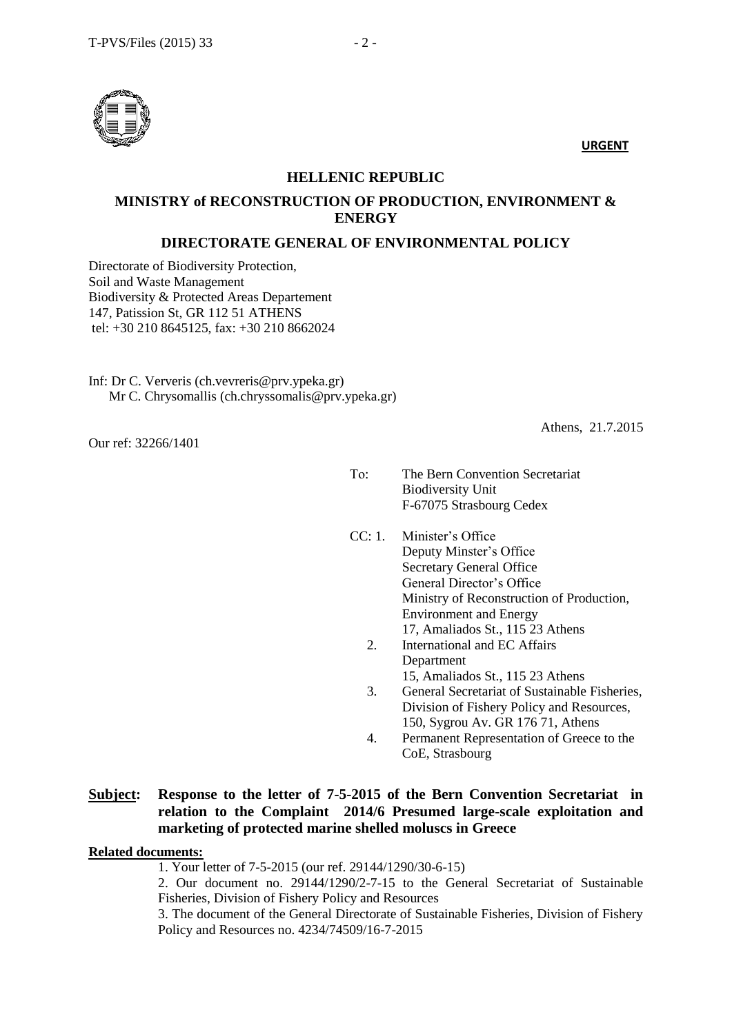**URGENT**

**HELLENIC REPUBLIC**

**MINISTRY of RECONSTRUCTION OF PRODUCTION, ENVIRONMENT & ENERGY**

**DIRECTORATE GENERAL OF ENVIRONMENTAL POLICY**

Directorate of Biodiversity Protection,
Soil and Waste Management
Biodiversity & Protected Areas Departement
147, Patission St, GR 112 51 ATHENS
tel: +30 210 8645125, fax: +30 210 8662024

Inf: Dr C. Ververis (ch.vevreris@prv.ypeka.gr)
Mr C. Chrysomallis (ch.chryssomalis@prv.ypeka.gr)

Athens, 21.7.2015

Our ref: 32266/1401

To: The Bern Convention Secretariat
Biodiversity Unit
F-67075 Strasbourg Cedex

CC: 1. Minister's Office
Deputy Minster's Office
Secretary General Office
General Director's Office
Ministry of Reconstruction of Production, Environment and Energy
17, Amaliados St., 115 23 Athens
2. International and EC Affairs Department
15, Amaliados St., 115 23 Athens
3. General Secretariat of Sustainable Fisheries, Division of Fishery Policy and Resources, 150, Sygrou Av. GR 176 71, Athens
4. Permanent Representation of Greece to the CoE, Strasbourg

**Subject: Response to the letter of 7-5-2015 of the Bern Convention Secretariat in relation to the Complaint 2014/6 Presumed large-scale exploitation and marketing of protected marine shelled moluscs in Greece**

**Related documents:**

1. Your letter of 7-5-2015 (our ref. 29144/1290/30-6-15)

2. Our document no. 29144/1290/2-7-15 to the General Secretariat of Sustainable Fisheries, Division of Fishery Policy and Resources

3. The document of the General Directorate of Sustainable Fisheries, Division of Fishery Policy and Resources no. 4234/74509/16-7-2015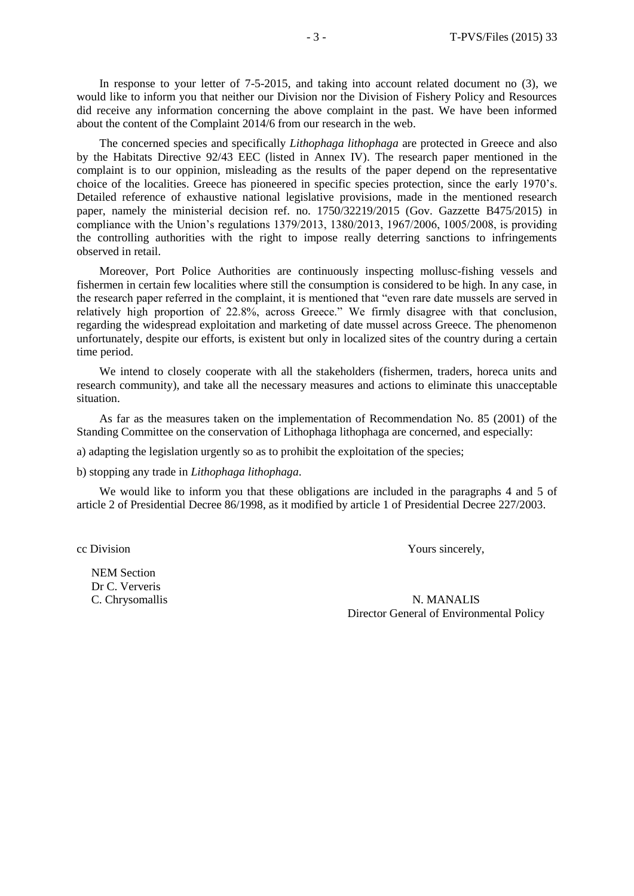In response to your letter of 7-5-2015, and taking into account related document no (3), we would like to inform you that neither our Division nor the Division of Fishery Policy and Resources did receive any information concerning the above complaint in the past. We have been informed about the content of the Complaint 2014/6 from our research in the web.

The concerned species and specifically *Lithophaga lithophaga* are protected in Greece and also by the Habitats Directive 92/43 EEC (listed in Annex IV). The research paper mentioned in the complaint is to our oppinion, misleading as the results of the paper depend on the representative choice of the localities. Greece has pioneered in specific species protection, since the early 1970's. Detailed reference of exhaustive national legislative provisions, made in the mentioned research paper, namely the ministerial decision ref. no. 1750/32219/2015 (Gov. Gazzette B475/2015) in compliance with the Union's regulations 1379/2013, 1380/2013, 1967/2006, 1005/2008, is providing the controlling authorities with the right to impose really deterring sanctions to infringements observed in retail.

Moreover, Port Police Authorities are continuously inspecting mollusc-fishing vessels and fishermen in certain few localities where still the consumption is considered to be high. In any case, in the research paper referred in the complaint, it is mentioned that "even rare date mussels are served in relatively high proportion of 22.8%, across Greece." We firmly disagree with that conclusion, regarding the widespread exploitation and marketing of date mussel across Greece. The phenomenon unfortunately, despite our efforts, is existent but only in localized sites of the country during a certain time period.

We intend to closely cooperate with all the stakeholders (fishermen, traders, horeca units and research community), and take all the necessary measures and actions to eliminate this unacceptable situation.

As far as the measures taken on the implementation of Recommendation No. 85 (2001) of the Standing Committee on the conservation of Lithophaga lithophaga are concerned, and especially:

a) adapting the legislation urgently so as to prohibit the exploitation of the species;

b) stopping any trade in *Lithophaga lithophaga*.

We would like to inform you that these obligations are included in the paragraphs 4 and 5 of article 2 of Presidential Decree 86/1998, as it modified by article 1 of Presidential Decree 227/2003.

cc Division

NEM Section
Dr C. Ververis
C. Chrysomallis

Yours sincerely,

N. MANALIS
Director General of Environmental Policy